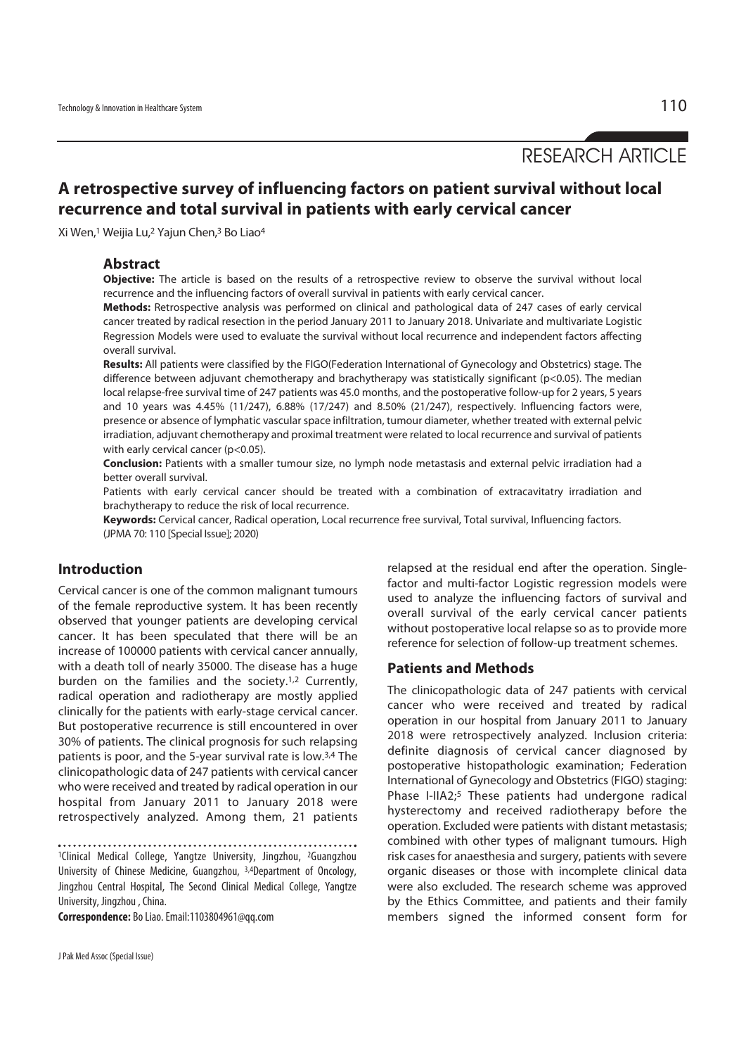RESEARCH ARTICLE

# A retrospective survey of influencing factors on patient survival without local recurrence and total survival in patients with early cervical cancer

Xi Wen,[1] Weijia Lu,[2] Yajun Chen,[3] Bo Liao[4]

## Abstract

**Objective:** The article is based on the results of a retrospective review to observe the survival without local recurrence and the influencing factors of overall survival in patients with early cervical cancer.

**Methods:** Retrospective analysis was performed on clinical and pathological data of 247 cases of early cervical cancer treated by radical resection in the period January 2011 to January 2018. Univariate and multivariate Logistic Regression Models were used to evaluate the survival without local recurrence and independent factors affecting overall survival.

**Results:** All patients were classified by the FIGO(Federation International of Gynecology and Obstetrics) stage. The difference between adjuvant chemotherapy and brachytherapy was statistically significant ($p<0.05$). The median local relapse-free survival time of 247 patients was 45.0 months, and the postoperative follow-up for 2 years, 5 years and 10 years was 4.45% (11/247), 6.88% (17/247) and 8.50% (21/247), respectively. Influencing factors were, presence or absence of lymphatic vascular space infiltration, tumour diameter, whether treated with external pelvic irradiation, adjuvant chemotherapy and proximal treatment were related to local recurrence and survival of patients with early cervical cancer ($p<0.05$).

**Conclusion:** Patients with a smaller tumour size, no lymph node metastasis and external pelvic irradiation had a better overall survival.

Patients with early cervical cancer should be treated with a combination of extracavitatry irradiation and brachytherapy to reduce the risk of local recurrence.

**Keywords:** Cervical cancer, Radical operation, Local recurrence free survival, Total survival, Influencing factors.

(JPMA 70: 110 [Special Issue]; 2020)

## Introduction

Cervical cancer is one of the common malignant tumours of the female reproductive system. It has been recently observed that younger patients are developing cervical cancer. It has been speculated that there will be an increase of 100000 patients with cervical cancer annually, with a death toll of nearly 35000. The disease has a huge burden on the families and the society.[1,2] Currently, radical operation and radiotherapy are mostly applied clinically for the patients with early-stage cervical cancer. But postoperative recurrence is still encountered in over 30% of patients. The clinical prognosis for such relapsing patients is poor, and the 5-year survival rate is low.[3,4] The clinicopathologic data of 247 patients with cervical cancer who were received and treated by radical operation in our hospital from January 2011 to January 2018 were retrospectively analyzed. Among them, 21 patients relapsed at the residual end after the operation. Single-factor and multi-factor Logistic regression models were used to analyze the influencing factors of survival and overall survival of the early cervical cancer patients without postoperative local relapse so as to provide more reference for selection of follow-up treatment schemes.

## Patients and Methods

The clinicopathologic data of 247 patients with cervical cancer who were received and treated by radical operation in our hospital from January 2011 to January 2018 were retrospectively analyzed. Inclusion criteria: definite diagnosis of cervical cancer diagnosed by postoperative histopathologic examination; Federation International of Gynecology and Obstetrics (FIGO) staging: Phase I-IIA2;[5] These patients had undergone radical hysterectomy and received radiotherapy before the operation. Excluded were patients with distant metastasis; combined with other types of malignant tumours. High risk cases for anaesthesia and surgery, patients with severe organic diseases or those with incomplete clinical data were also excluded. The research scheme was approved by the Ethics Committee, and patients and their family members signed the informed consent form for

[1]Clinical Medical College, Yangtze University, Jingzhou, [2]Guangzhou University of Chinese Medicine, Guangzhou, [3,4]Department of Oncology, Jingzhou Central Hospital, The Second Clinical Medical College, Yangtze University, Jingzhou , China.

**Correspondence:** Bo Liao. Email:1103804961@qq.com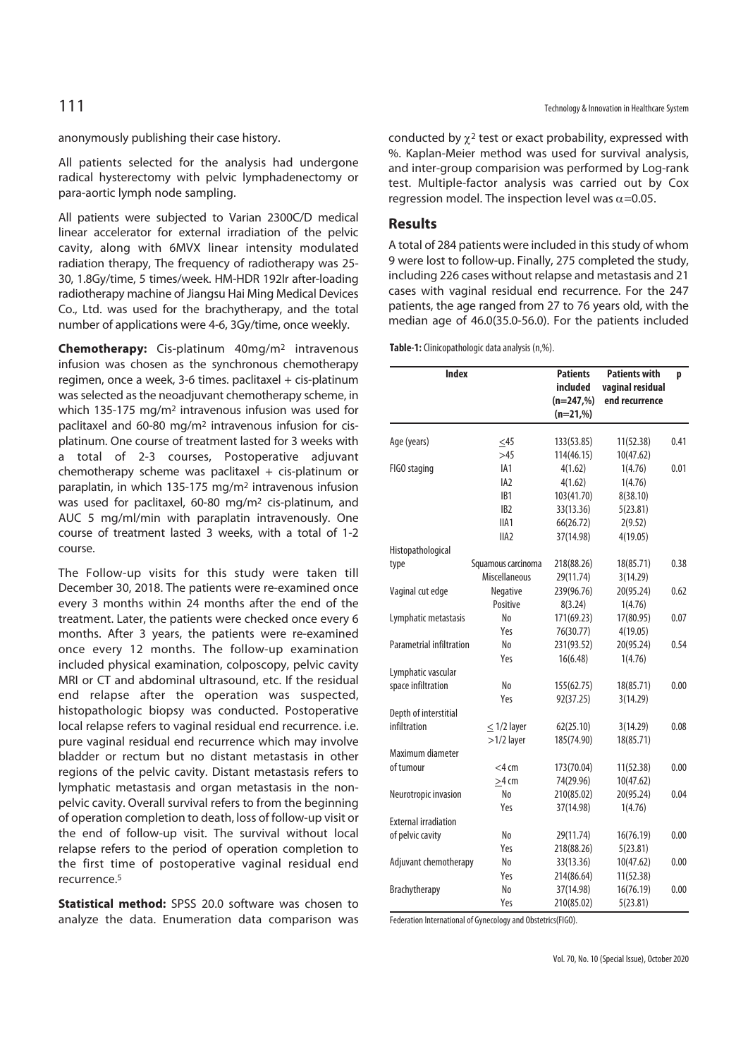anonymously publishing their case history.

All patients selected for the analysis had undergone radical hysterectomy with pelvic lymphadenectomy or para-aortic lymph node sampling.

All patients were subjected to Varian 2300C/D medical linear accelerator for external irradiation of the pelvic cavity, along with 6MVX linear intensity modulated radiation therapy, The frequency of radiotherapy was 25-30, 1.8Gy/time, 5 times/week. HM-HDR 192Ir after-loading radiotherapy machine of Jiangsu Hai Ming Medical Devices Co., Ltd. was used for the brachytherapy, and the total number of applications were 4-6, 3Gy/time, once weekly.

**Chemotherapy:** Cis-platinum 40mg/m² intravenous infusion was chosen as the synchronous chemotherapy regimen, once a week, 3-6 times. paclitaxel + cis-platinum was selected as the neoadjuvant chemotherapy scheme, in which 135-175 mg/m² intravenous infusion was used for paclitaxel and 60-80 mg/m² intravenous infusion for cis-platinum. One course of treatment lasted for 3 weeks with a total of 2-3 courses, Postoperative adjuvant chemotherapy scheme was paclitaxel + cis-platinum or paraplatin, in which 135-175 mg/m² intravenous infusion was used for paclitaxel, 60-80 mg/m² cis-platinum, and AUC 5 mg/ml/min with paraplatin intravenously. One course of treatment lasted 3 weeks, with a total of 1-2 course.

The Follow-up visits for this study were taken till December 30, 2018. The patients were re-examined once every 3 months within 24 months after the end of the treatment. Later, the patients were checked once every 6 months. After 3 years, the patients were re-examined once every 12 months. The follow-up examination included physical examination, colposcopy, pelvic cavity MRI or CT and abdominal ultrasound, etc. If the residual end relapse after the operation was suspected, histopathologic biopsy was conducted. Postoperative local relapse refers to vaginal residual end recurrence. i.e. pure vaginal residual end recurrence which may involve bladder or rectum but no distant metastasis in other regions of the pelvic cavity. Distant metastasis refers to lymphatic metastasis and organ metastasis in the non-pelvic cavity. Overall survival refers to from the beginning of operation completion to death, loss of follow-up visit or the end of follow-up visit. The survival without local relapse refers to the period of operation completion to the first time of postoperative vaginal residual end recurrence.[5]

**Statistical method:** SPSS 20.0 software was chosen to analyze the data. Enumeration data comparison was conducted by $\chi^2$ test or exact probability, expressed with %. Kaplan-Meier method was used for survival analysis, and inter-group comparision was performed by Log-rank test. Multiple-factor analysis was carried out by Cox regression model. The inspection level was $\alpha$=0.05.

## Results

A total of 284 patients were included in this study of whom 9 were lost to follow-up. Finally, 275 completed the study, including 226 cases without relapse and metastasis and 21 cases with vaginal residual end recurrence. For the 247 patients, the age ranged from 27 to 76 years old, with the median age of 46.0(35.0-56.0). For the patients included

**Table-1:** Clinicopathologic data analysis (n,%).

| Index | | Patients included (n=247,%) (n=21,%) | Patients with vaginal residual end recurrence | p |
|---|---|---|---|---|
| Age (years) | ≤45 | 133(53.85) | 11(52.38) | 0.41 |
| | >45 | 114(46.15) | 10(47.62) | |
| FIGO staging | IA1 | 4(1.62) | 1(4.76) | 0.01 |
| | IA2 | 4(1.62) | 1(4.76) | |
| | IB1 | 103(41.70) | 8(38.10) | |
| | IB2 | 33(13.36) | 5(23.81) | |
| | IIA1 | 66(26.72) | 2(9.52) | |
| | IIA2 | 37(14.98) | 4(19.05) | |
| Histopathological type | Squamous carcinoma | 218(88.26) | 18(85.71) | 0.38 |
| | Miscellaneous | 29(11.74) | 3(14.29) | |
| Vaginal cut edge | Negative | 239(96.76) | 20(95.24) | 0.62 |
| | Positive | 8(3.24) | 1(4.76) | |
| Lymphatic metastasis | No | 171(69.23) | 17(80.95) | 0.07 |
| | Yes | 76(30.77) | 4(19.05) | |
| Parametrial infiltration | No | 231(93.52) | 20(95.24) | 0.54 |
| | Yes | 16(6.48) | 1(4.76) | |
| Lymphatic vascular space infiltration | No | 155(62.75) | 18(85.71) | 0.00 |
| | Yes | 92(37.25) | 3(14.29) | |
| Depth of interstitial infiltration | ≤ 1/2 layer | 62(25.10) | 3(14.29) | 0.08 |
| | >1/2 layer | 185(74.90) | 18(85.71) | |
| Maximum diameter of tumour | <4 cm | 173(70.04) | 11(52.38) | 0.00 |
| | ≥4 cm | 74(29.96) | 10(47.62) | |
| Neurotropic invasion | No | 210(85.02) | 20(95.24) | 0.04 |
| | Yes | 37(14.98) | 1(4.76) | |
| External irradiation of pelvic cavity | No | 29(11.74) | 16(76.19) | 0.00 |
| | Yes | 218(88.26) | 5(23.81) | |
| Adjuvant chemotherapy | No | 33(13.36) | 10(47.62) | 0.00 |
| | Yes | 214(86.64) | 11(52.38) | |
| Brachytherapy | No | 37(14.98) | 16(76.19) | 0.00 |
| | Yes | 210(85.02) | 5(23.81) | |

Federation International of Gynecology and Obstetrics(FIGO).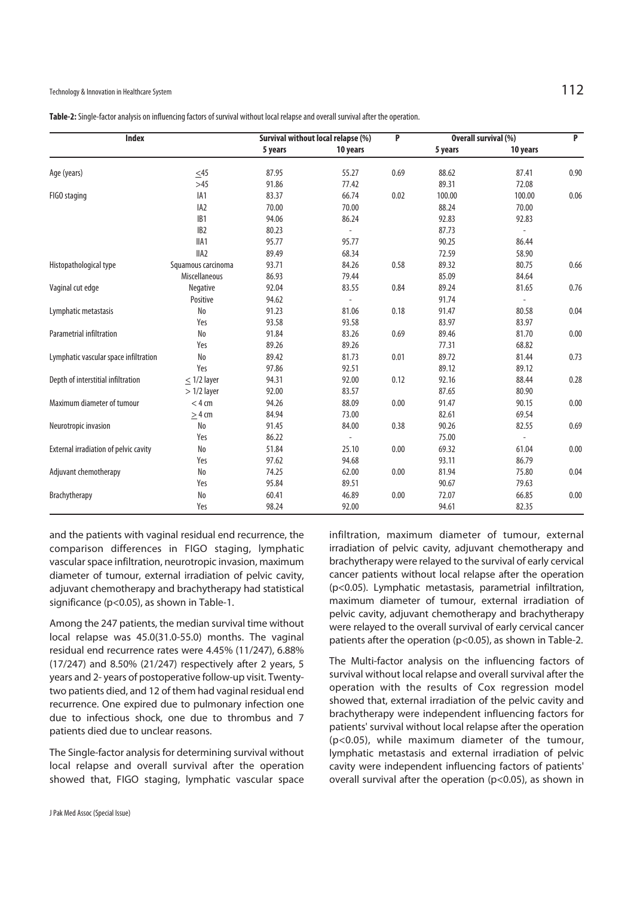**Table-2:** Single-factor analysis on influencing factors of survival without local relapse and overall survival after the operation.

| Index | | Survival without local relapse (%) | | P | Overall survival (%) | | P |
|---|---|---|---|---|---|---|---|
| | | 5 years | 10 years | | 5 years | 10 years | |
| Age (years) | ≤45 | 87.95 | 55.27 | 0.69 | 88.62 | 87.41 | 0.90 |
| | >45 | 91.86 | 77.42 | | 89.31 | 72.08 | |
| FIGO staging | IA1 | 83.37 | 66.74 | 0.02 | 100.00 | 100.00 | 0.06 |
| | IA2 | 70.00 | 70.00 | | 88.24 | 70.00 | |
| | IB1 | 94.06 | 86.24 | | 92.83 | 92.83 | |
| | IB2 | 80.23 | - | | 87.73 | - | |
| | IIA1 | 95.77 | 95.77 | | 90.25 | 86.44 | |
| | IIA2 | 89.49 | 68.34 | | 72.59 | 58.90 | |
| Histopathological type | Squamous carcinoma | 93.71 | 84.26 | 0.58 | 89.32 | 80.75 | 0.66 |
| | Miscellaneous | 86.93 | 79.44 | | 85.09 | 84.64 | |
| Vaginal cut edge | Negative | 92.04 | 83.55 | 0.84 | 89.24 | 81.65 | 0.76 |
| | Positive | 94.62 | - | | 91.74 | - | |
| Lymphatic metastasis | No | 91.23 | 81.06 | 0.18 | 91.47 | 80.58 | 0.04 |
| | Yes | 93.58 | 93.58 | | 83.97 | 83.97 | |
| Parametrial infiltration | No | 91.84 | 83.26 | 0.69 | 89.46 | 81.70 | 0.00 |
| | Yes | 89.26 | 89.26 | | 77.31 | 68.82 | |
| Lymphatic vascular space infiltration | No | 89.42 | 81.73 | 0.01 | 89.72 | 81.44 | 0.73 |
| | Yes | 97.86 | 92.51 | | 89.12 | 89.12 | |
| Depth of interstitial infiltration | ≤ 1/2 layer | 94.31 | 92.00 | 0.12 | 92.16 | 88.44 | 0.28 |
| | > 1/2 layer | 92.00 | 83.57 | | 87.65 | 80.90 | |
| Maximum diameter of tumour | < 4 cm | 94.26 | 88.09 | 0.00 | 91.47 | 90.15 | 0.00 |
| | ≥ 4 cm | 84.94 | 73.00 | | 82.61 | 69.54 | |
| Neurotropic invasion | No | 91.45 | 84.00 | 0.38 | 90.26 | 82.55 | 0.69 |
| | Yes | 86.22 | - | | 75.00 | - | |
| External irradiation of pelvic cavity | No | 51.84 | 25.10 | 0.00 | 69.32 | 61.04 | 0.00 |
| | Yes | 97.62 | 94.68 | | 93.11 | 86.79 | |
| Adjuvant chemotherapy | No | 74.25 | 62.00 | 0.00 | 81.94 | 75.80 | 0.04 |
| | Yes | 95.84 | 89.51 | | 90.67 | 79.63 | |
| Brachytherapy | No | 60.41 | 46.89 | 0.00 | 72.07 | 66.85 | 0.00 |
| | Yes | 98.24 | 92.00 | | 94.61 | 82.35 | |

and the patients with vaginal residual end recurrence, the comparison differences in FIGO staging, lymphatic vascular space infiltration, neurotropic invasion, maximum diameter of tumour, external irradiation of pelvic cavity, adjuvant chemotherapy and brachytherapy had statistical significance ($p<0.05$), as shown in Table-1.

Among the 247 patients, the median survival time without local relapse was 45.0(31.0-55.0) months. The vaginal residual end recurrence rates were 4.45% (11/247), 6.88% (17/247) and 8.50% (21/247) respectively after 2 years, 5 years and 2- years of postoperative follow-up visit. Twenty-two patients died, and 12 of them had vaginal residual end recurrence. One expired due to pulmonary infection one due to infectious shock, one due to thrombus and 7 patients died due to unclear reasons.

The Single-factor analysis for determining survival without local relapse and overall survival after the operation showed that, FIGO staging, lymphatic vascular space infiltration, maximum diameter of tumour, external irradiation of pelvic cavity, adjuvant chemotherapy and brachytherapy were relayed to the survival of early cervical cancer patients without local relapse after the operation ($p<0.05$). Lymphatic metastasis, parametrial infiltration, maximum diameter of tumour, external irradiation of pelvic cavity, adjuvant chemotherapy and brachytherapy were relayed to the overall survival of early cervical cancer patients after the operation ($p<0.05$), as shown in Table-2.

The Multi-factor analysis on the influencing factors of survival without local relapse and overall survival after the operation with the results of Cox regression model showed that, external irradiation of the pelvic cavity and brachytherapy were independent influencing factors for patients' survival without local relapse after the operation ($p<0.05$), while maximum diameter of the tumour, lymphatic metastasis and external irradiation of pelvic cavity were independent influencing factors of patients' overall survival after the operation ($p<0.05$), as shown in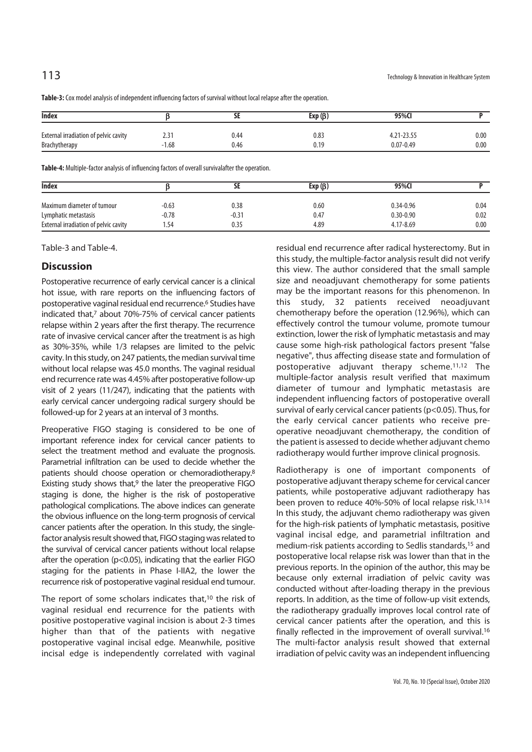**Table-3:** Cox model analysis of independent influencing factors of survival without local relapse after the operation.

| Index | β | SE | Exp (β) | 95%CI | P |
|---|---|---|---|---|---|
| External irradiation of pelvic cavity | 2.31 | 0.44 | 0.83 | 4.21-23.55 | 0.00 |
| Brachytherapy | -1.68 | 0.46 | 0.19 | 0.07-0.49 | 0.00 |

**Table-4:** Multiple-factor analysis of influencing factors of overall survivalafter the operation.

| Index | β | SE | Exp (β) | 95%CI | P |
|---|---|---|---|---|---|
| Maximum diameter of tumour | -0.63 | 0.38 | 0.60 | 0.34-0.96 | 0.04 |
| Lymphatic metastasis | -0.78 | -0.31 | 0.47 | 0.30-0.90 | 0.02 |
| External irradiation of pelvic cavity | 1.54 | 0.35 | 4.89 | 4.17-8.69 | 0.00 |

Table-3 and Table-4.

## Discussion

Postoperative recurrence of early cervical cancer is a clinical hot issue, with rare reports on the influencing factors of postoperative vaginal residual end recurrence.[6] Studies have indicated that,[7] about 70%-75% of cervical cancer patients relapse within 2 years after the first therapy. The recurrence rate of invasive cervical cancer after the treatment is as high as 30%-35%, while 1/3 relapses are limited to the pelvic cavity. In this study, on 247 patients, the median survival time without local relapse was 45.0 months. The vaginal residual end recurrence rate was 4.45% after postoperative follow-up visit of 2 years (11/247), indicating that the patients with early cervical cancer undergoing radical surgery should be followed-up for 2 years at an interval of 3 months.

Preoperative FIGO staging is considered to be one of important reference index for cervical cancer patients to select the treatment method and evaluate the prognosis. Parametrial infiltration can be used to decide whether the patients should choose operation or chemoradiotherapy.[8] Existing study shows that,[9] the later the preoperative FIGO staging is done, the higher is the risk of postoperative pathological complications. The above indices can generate the obvious influence on the long-term prognosis of cervical cancer patients after the operation. In this study, the single-factor analysis result showed that, FIGO staging was related to the survival of cervical cancer patients without local relapse after the operation ($p<0.05$), indicating that the earlier FIGO staging for the patients in Phase I-IIA2, the lower the recurrence risk of postoperative vaginal residual end tumour.

The report of some scholars indicates that,[10] the risk of vaginal residual end recurrence for the patients with positive postoperative vaginal incision is about 2-3 times higher than that of the patients with negative postoperative vaginal incisal edge. Meanwhile, positive incisal edge is independently correlated with vaginal residual end recurrence after radical hysterectomy. But in this study, the multiple-factor analysis result did not verify this view. The author considered that the small sample size and neoadjuvant chemotherapy for some patients may be the important reasons for this phenomenon. In this study, 32 patients received neoadjuvant chemotherapy before the operation (12.96%), which can effectively control the tumour volume, promote tumour extinction, lower the risk of lymphatic metastasis and may cause some high-risk pathological factors present "false negative", thus affecting disease state and formulation of postoperative adjuvant therapy scheme.[11,12] The multiple-factor analysis result verified that maximum diameter of tumour and lymphatic metastasis are independent influencing factors of postoperative overall survival of early cervical cancer patients ($p<0.05$). Thus, for the early cervical cancer patients who receive pre-operative neoadjuvant chemotherapy, the condition of the patient is assessed to decide whether adjuvant chemo radiotherapy would further improve clinical prognosis.

Radiotherapy is one of important components of postoperative adjuvant therapy scheme for cervical cancer patients, while postoperative adjuvant radiotherapy has been proven to reduce 40%-50% of local relapse risk.[13,14] In this study, the adjuvant chemo radiotherapy was given for the high-risk patients of lymphatic metastasis, positive vaginal incisal edge, and parametrial infiltration and medium-risk patients according to Sedlis standards,[15] and postoperative local relapse risk was lower than that in the previous reports. In the opinion of the author, this may be because only external irradiation of pelvic cavity was conducted without after-loading therapy in the previous reports. In addition, as the time of follow-up visit extends, the radiotherapy gradually improves local control rate of cervical cancer patients after the operation, and this is finally reflected in the improvement of overall survival.[16] The multi-factor analysis result showed that external irradiation of pelvic cavity was an independent influencing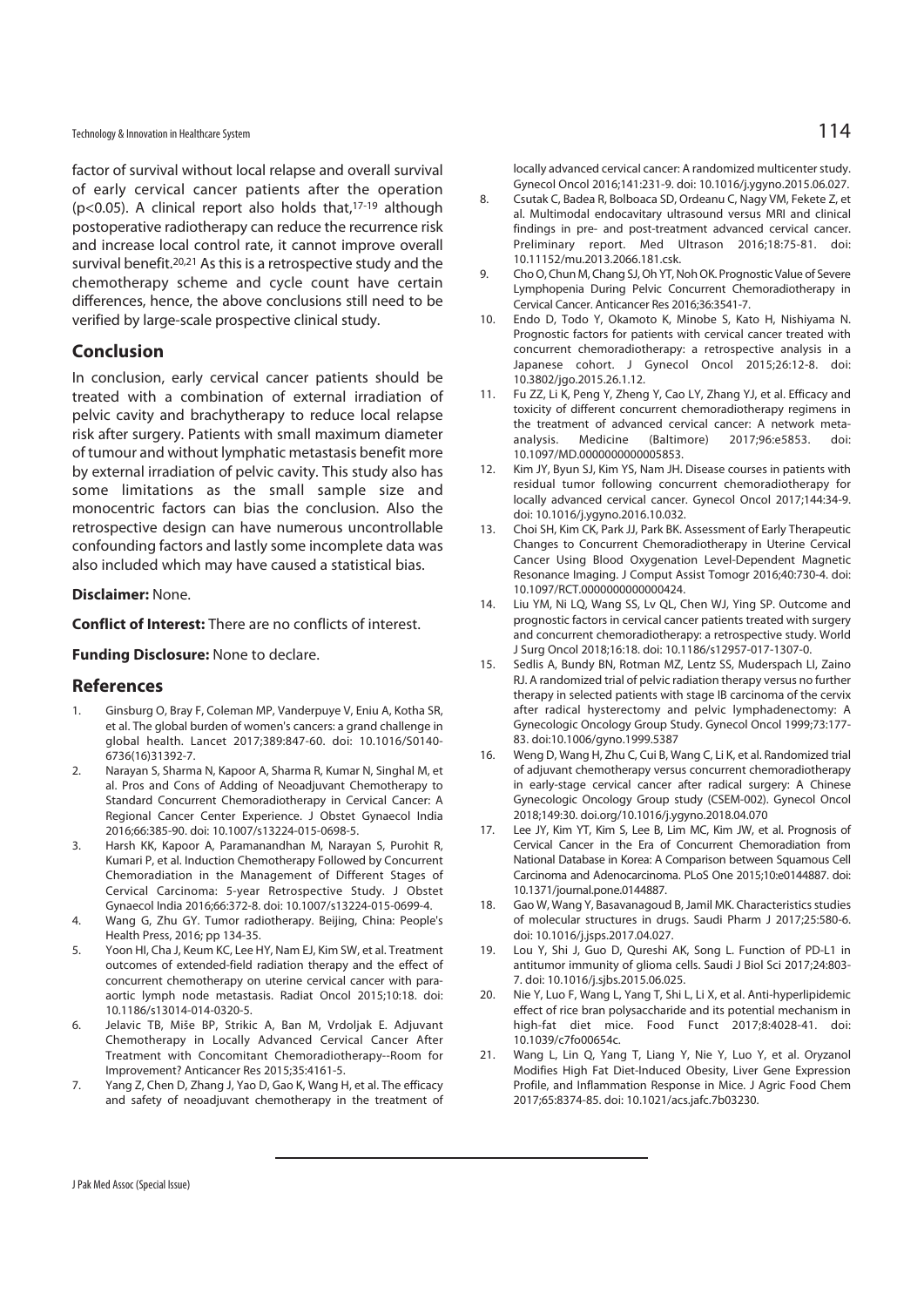factor of survival without local relapse and overall survival of early cervical cancer patients after the operation ($p<0.05$). A clinical report also holds that,[17-19] although postoperative radiotherapy can reduce the recurrence risk and increase local control rate, it cannot improve overall survival benefit.[20,21] As this is a retrospective study and the chemotherapy scheme and cycle count have certain differences, hence, the above conclusions still need to be verified by large-scale prospective clinical study.

## Conclusion

In conclusion, early cervical cancer patients should be treated with a combination of external irradiation of pelvic cavity and brachytherapy to reduce local relapse risk after surgery. Patients with small maximum diameter of tumour and without lymphatic metastasis benefit more by external irradiation of pelvic cavity. This study also has some limitations as the small sample size and monocentric factors can bias the conclusion. Also the retrospective design can have numerous uncontrollable confounding factors and lastly some incomplete data was also included which may have caused a statistical bias.

**Disclaimer:** None.

**Conflict of Interest:** There are no conflicts of interest.

**Funding Disclosure:** None to declare.

## References

1. Ginsburg O, Bray F, Coleman MP, Vanderpuye V, Eniu A, Kotha SR, et al. The global burden of women's cancers: a grand challenge in global health. Lancet 2017;389:847-60. doi: 10.1016/S0140-6736(16)31392-7.
2. Narayan S, Sharma N, Kapoor A, Sharma R, Kumar N, Singhal M, et al. Pros and Cons of Adding of Neoadjuvant Chemotherapy to Standard Concurrent Chemoradiotherapy in Cervical Cancer: A Regional Cancer Center Experience. J Obstet Gynaecol India 2016;66:385-90. doi: 10.1007/s13224-015-0698-5.
3. Harsh KK, Kapoor A, Paramanandhan M, Narayan S, Purohit R, Kumari P, et al. Induction Chemotherapy Followed by Concurrent Chemoradiation in the Management of Different Stages of Cervical Carcinoma: 5-year Retrospective Study. J Obstet Gynaecol India 2016;66:372-8. doi: 10.1007/s13224-015-0699-4.
4. Wang G, Zhu GY. Tumor radiotherapy. Beijing, China: People's Health Press, 2016; pp 134-35.
5. Yoon HI, Cha J, Keum KC, Lee HY, Nam EJ, Kim SW, et al. Treatment outcomes of extended-field radiation therapy and the effect of concurrent chemotherapy on uterine cervical cancer with para-aortic lymph node metastasis. Radiat Oncol 2015;10:18. doi: 10.1186/s13014-014-0320-5.
6. Jelavic TB, Miše BP, Strikic A, Ban M, Vrdoljak E. Adjuvant Chemotherapy in Locally Advanced Cervical Cancer After Treatment with Concomitant Chemoradiotherapy--Room for Improvement? Anticancer Res 2015;35:4161-5.
7. Yang Z, Chen D, Zhang J, Yao D, Gao K, Wang H, et al. The efficacy and safety of neoadjuvant chemotherapy in the treatment of locally advanced cervical cancer: A randomized multicenter study. Gynecol Oncol 2016;141:231-9. doi: 10.1016/j.ygyno.2015.06.027.
8. Csutak C, Badea R, Bolboaca SD, Ordeanu C, Nagy VM, Fekete Z, et al. Multimodal endocavitary ultrasound versus MRI and clinical findings in pre- and post-treatment advanced cervical cancer. Preliminary report. Med Ultrason 2016;18:75-81. doi: 10.11152/mu.2013.2066.181.csk.
9. Cho O, Chun M, Chang SJ, Oh YT, Noh OK. Prognostic Value of Severe Lymphopenia During Pelvic Concurrent Chemoradiotherapy in Cervical Cancer. Anticancer Res 2016;36:3541-7.
10. Endo D, Todo Y, Okamoto K, Minobe S, Kato H, Nishiyama N. Prognostic factors for patients with cervical cancer treated with concurrent chemoradiotherapy: a retrospective analysis in a Japanese cohort. J Gynecol Oncol 2015;26:12-8. doi: 10.3802/jgo.2015.26.1.12.
11. Fu ZZ, Li K, Peng Y, Zheng Y, Cao LY, Zhang YJ, et al. Efficacy and toxicity of different concurrent chemoradiotherapy regimens in the treatment of advanced cervical cancer: A network meta-analysis. Medicine (Baltimore) 2017;96:e5853. doi: 10.1097/MD.0000000000005853.
12. Kim JY, Byun SJ, Kim YS, Nam JH. Disease courses in patients with residual tumor following concurrent chemoradiotherapy for locally advanced cervical cancer. Gynecol Oncol 2017;144:34-9. doi: 10.1016/j.ygyno.2016.10.032.
13. Choi SH, Kim CK, Park JJ, Park BK. Assessment of Early Therapeutic Changes to Concurrent Chemoradiotherapy in Uterine Cervical Cancer Using Blood Oxygenation Level-Dependent Magnetic Resonance Imaging. J Comput Assist Tomogr 2016;40:730-4. doi: 10.1097/RCT.0000000000000424.
14. Liu YM, Ni LQ, Wang SS, Lv QL, Chen WJ, Ying SP. Outcome and prognostic factors in cervical cancer patients treated with surgery and concurrent chemoradiotherapy: a retrospective study. World J Surg Oncol 2018;16:18. doi: 10.1186/s12957-017-1307-0.
15. Sedlis A, Bundy BN, Rotman MZ, Lentz SS, Muderspach LI, Zaino RJ. A randomized trial of pelvic radiation therapy versus no further therapy in selected patients with stage IB carcinoma of the cervix after radical hysterectomy and pelvic lymphadenectomy: A Gynecologic Oncology Group Study. Gynecol Oncol 1999;73:177-83. doi:10.1006/gyno.1999.5387
16. Weng D, Wang H, Zhu C, Cui B, Wang C, Li K, et al. Randomized trial of adjuvant chemotherapy versus concurrent chemoradiotherapy in early-stage cervical cancer after radical surgery: A Chinese Gynecologic Oncology Group study (CSEM-002). Gynecol Oncol 2018;149:30. doi.org/10.1016/j.ygyno.2018.04.070
17. Lee JY, Kim YT, Kim S, Lee B, Lim MC, Kim JW, et al. Prognosis of Cervical Cancer in the Era of Concurrent Chemoradiation from National Database in Korea: A Comparison between Squamous Cell Carcinoma and Adenocarcinoma. PLoS One 2015;10:e0144887. doi: 10.1371/journal.pone.0144887.
18. Gao W, Wang Y, Basavanagoud B, Jamil MK. Characteristics studies of molecular structures in drugs. Saudi Pharm J 2017;25:580-6. doi: 10.1016/j.jsps.2017.04.027.
19. Lou Y, Shi J, Guo D, Qureshi AK, Song L. Function of PD-L1 in antitumor immunity of glioma cells. Saudi J Biol Sci 2017;24:803-7. doi: 10.1016/j.sjbs.2015.06.025.
20. Nie Y, Luo F, Wang L, Yang T, Shi L, Li X, et al. Anti-hyperlipidemic effect of rice bran polysaccharide and its potential mechanism in high-fat diet mice. Food Funct 2017;8:4028-41. doi: 10.1039/c7fo00654c.
21. Wang L, Lin Q, Yang T, Liang Y, Nie Y, Luo Y, et al. Oryzanol Modifies High Fat Diet-Induced Obesity, Liver Gene Expression Profile, and Inflammation Response in Mice. J Agric Food Chem 2017;65:8374-85. doi: 10.1021/acs.jafc.7b03230.